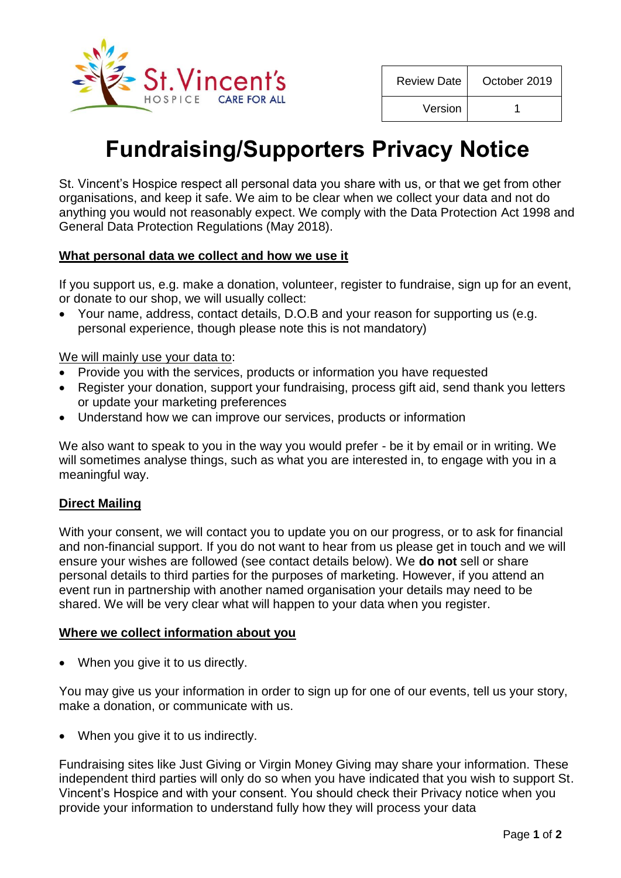St. Vincent's HOSPICE CARE FOR ALL

| Review Date | October 2019 |
| --- | --- |
| Version | 1 |

# Fundraising/Supporters Privacy Notice

St. Vincent's Hospice respect all personal data you share with us, or that we get from other organisations, and keep it safe. We aim to be clear when we collect your data and not do anything you would not reasonably expect. We comply with the Data Protection Act 1998 and General Data Protection Regulations (May 2018).

## What personal data we collect and how we use it

If you support us, e.g. make a donation, volunteer, register to fundraise, sign up for an event, or donate to our shop, we will usually collect:

- Your name, address, contact details, D.O.B and your reason for supporting us (e.g. personal experience, though please note this is not mandatory)

We will mainly use your data to:

- Provide you with the services, products or information you have requested
- Register your donation, support your fundraising, process gift aid, send thank you letters or update your marketing preferences
- Understand how we can improve our services, products or information

We also want to speak to you in the way you would prefer - be it by email or in writing. We will sometimes analyse things, such as what you are interested in, to engage with you in a meaningful way.

## Direct Mailing

With your consent, we will contact you to update you on our progress, or to ask for financial and non-financial support. If you do not want to hear from us please get in touch and we will ensure your wishes are followed (see contact details below). We **do not** sell or share personal details to third parties for the purposes of marketing. However, if you attend an event run in partnership with another named organisation your details may need to be shared. We will be very clear what will happen to your data when you register.

## Where we collect information about you

- When you give it to us directly.

You may give us your information in order to sign up for one of our events, tell us your story, make a donation, or communicate with us.

- When you give it to us indirectly.

Fundraising sites like Just Giving or Virgin Money Giving may share your information. These independent third parties will only do so when you have indicated that you wish to support St. Vincent's Hospice and with your consent. You should check their Privacy notice when you provide your information to understand fully how they will process your data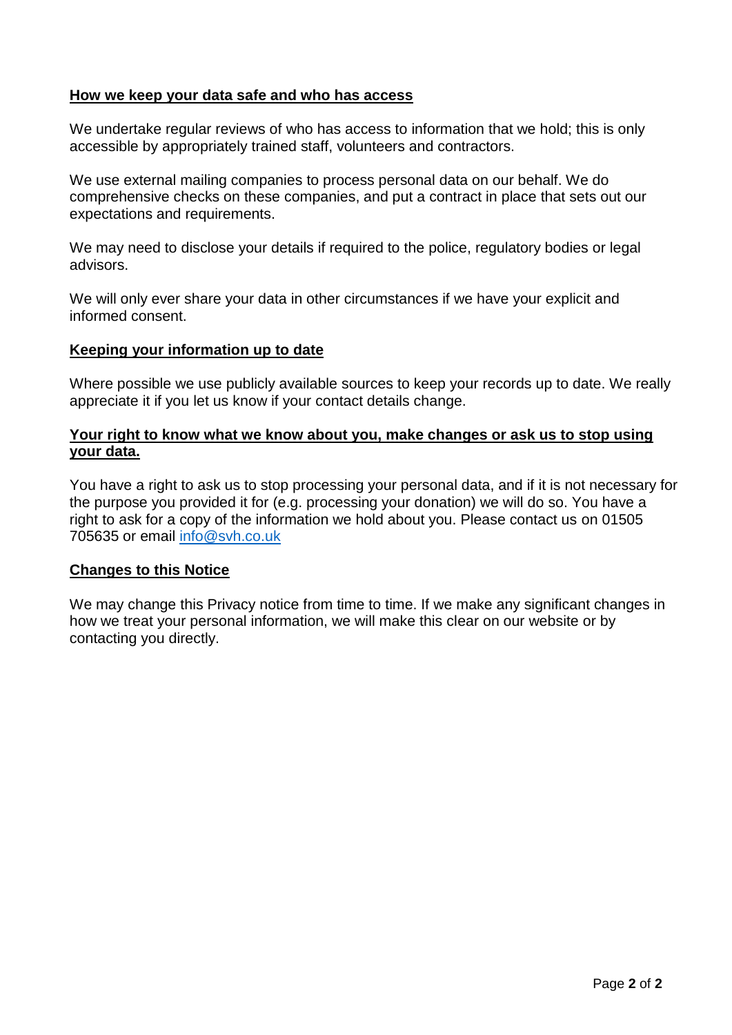## How we keep your data safe and who has access

We undertake regular reviews of who has access to information that we hold; this is only accessible by appropriately trained staff, volunteers and contractors.

We use external mailing companies to process personal data on our behalf. We do comprehensive checks on these companies, and put a contract in place that sets out our expectations and requirements.

We may need to disclose your details if required to the police, regulatory bodies or legal advisors.

We will only ever share your data in other circumstances if we have your explicit and informed consent.

## Keeping your information up to date

Where possible we use publicly available sources to keep your records up to date. We really appreciate it if you let us know if your contact details change.

## Your right to know what we know about you, make changes or ask us to stop using your data.

You have a right to ask us to stop processing your personal data, and if it is not necessary for the purpose you provided it for (e.g. processing your donation) we will do so. You have a right to ask for a copy of the information we hold about you. Please contact us on 01505 705635 or email info@svh.co.uk

## Changes to this Notice

We may change this Privacy notice from time to time. If we make any significant changes in how we treat your personal information, we will make this clear on our website or by contacting you directly.